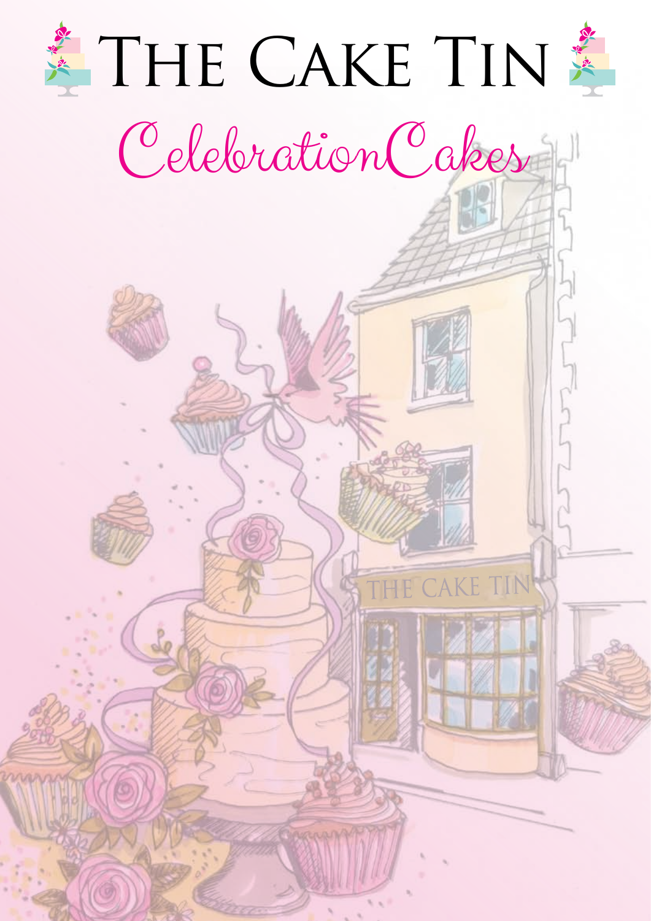# The Cake Tin

## CelebrationCakes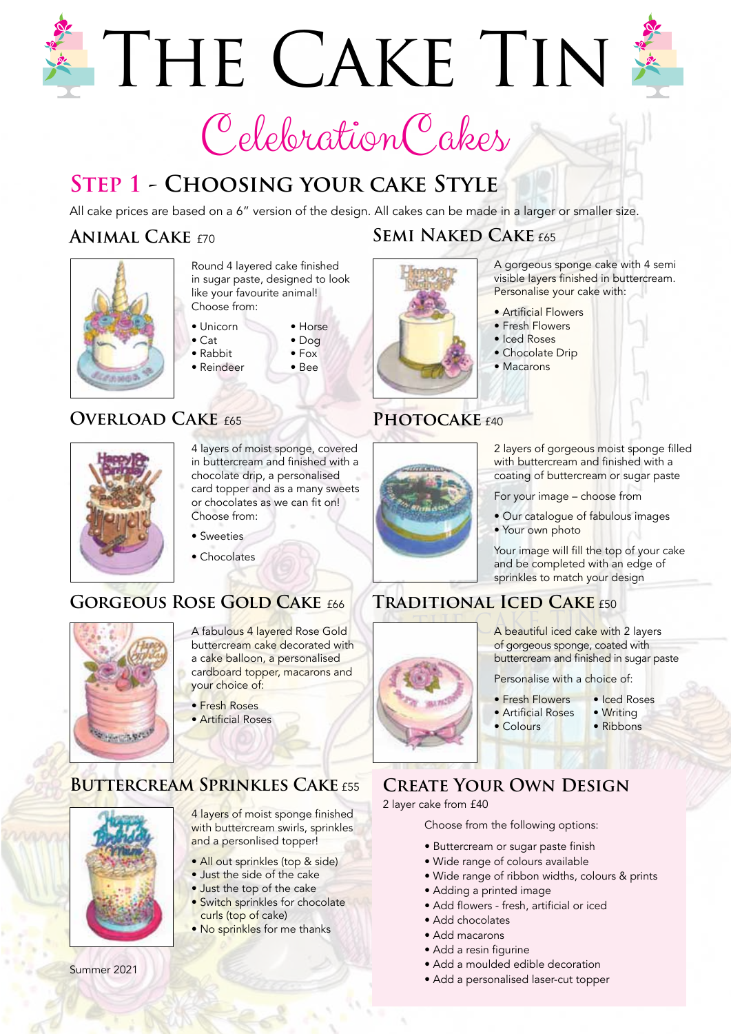# The Cake Tin

## Celebration Cakes

## Step 1 - Choosing your cake Style

All cake prices are based on a 6" version of the design. All cakes can be made in a larger or smaller size.

### Animal Cake £70

Round 4 layered cake finished in sugar paste, designed to look like your favourite animal! Choose from:

- Unicorn
- Cat
- Rabbit
- Reindeer
- Horse
- Dog
- Fox
- Bee

### Semi Naked Cake £65

A gorgeous sponge cake with 4 semi visible layers finished in buttercream. Personalise your cake with:

- Artificial Flowers
- Fresh Flowers
- Iced Roses
- Chocolate Drip
- Macarons

### Overload Cake £65

4 layers of moist sponge, covered in buttercream and finished with a chocolate drip, a personalised card topper and as a many sweets or chocolates as we can fit on! Choose from:

- Sweeties
- Chocolates

### Photocake £40

2 layers of gorgeous moist sponge filled with buttercream and finished with a coating of buttercream or sugar paste

For your image – choose from

- Our catalogue of fabulous images
- Your own photo

Your image will fill the top of your cake and be completed with an edge of sprinkles to match your design

### Gorgeous Rose Gold Cake £66

A fabulous 4 layered Rose Gold buttercream cake decorated with a cake balloon, a personalised cardboard topper, macarons and your choice of:

- Fresh Roses
- Artificial Roses

### Traditional Iced Cake £50

A beautiful iced cake with 2 layers of gorgeous sponge, coated with buttercream and finished in sugar paste

Personalise with a choice of:

- Fresh Flowers
- Artificial Roses
- Colours
- Iced Roses
- Writing
- Ribbons

### Buttercream Sprinkles Cake £55

4 layers of moist sponge finished with buttercream swirls, sprinkles and a personlised topper!

- All out sprinkles (top & side)
- Just the side of the cake
- Just the top of the cake
- Switch sprinkles for chocolate curls (top of cake)
- No sprinkles for me thanks

### Create Your Own Design

2 layer cake from £40

Choose from the following options:

- Buttercream or sugar paste finish
- Wide range of colours available
- Wide range of ribbon widths, colours & prints
- Adding a printed image
- Add flowers - fresh, artificial or iced
- Add chocolates
- Add macarons
- Add a resin figurine
- Add a moulded edible decoration
- Add a personalised laser-cut topper

Summer 2021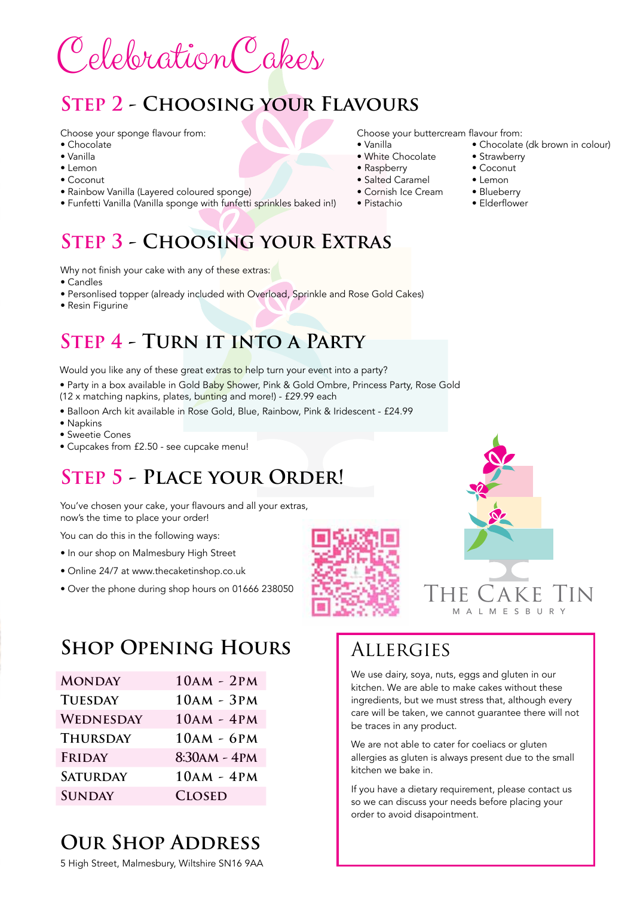# Celebration Cakes

## Step 2 - Choosing your Flavours

Choose your sponge flavour from:

- Chocolate
- Vanilla
- Lemon
- Coconut
- Rainbow Vanilla (Layered coloured sponge)
- Funfetti Vanilla (Vanilla sponge with funfetti sprinkles baked in!)

Choose your buttercream flavour from:

- Vanilla
- White Chocolate
- Raspberry
- Salted Caramel
- Cornish Ice Cream
- Pistachio
- Chocolate (dk brown in colour)
- Strawberry
- Coconut
- Lemon
- Blueberry
- Elderflower

## Step 3 - Choosing your Extras

Why not finish your cake with any of these extras:

- Candles
- Personlised topper (already included with Overload, Sprinkle and Rose Gold Cakes)
- Resin Figurine

## Step 4 - Turn it into a Party

Would you like any of these great extras to help turn your event into a party?

- Party in a box available in Gold Baby Shower, Pink & Gold Ombre, Princess Party, Rose Gold (12 x matching napkins, plates, bunting and more!) - £29.99 each
- Balloon Arch kit available in Rose Gold, Blue, Rainbow, Pink & Iridescent - £24.99
- Napkins
- Sweetie Cones
- Cupcakes from £2.50 - see cupcake menu!

## Step 5 - Place your Order!

You've chosen your cake, your flavours and all your extras, now's the time to place your order!

You can do this in the following ways:

- In our shop on Malmesbury High Street
- Online 24/7 at www.thecaketinshop.co.uk
- Over the phone during shop hours on 01666 238050

The Cake Tin
MALMESBURY

## Shop Opening Hours

| | |
|---|---|
| Monday | 10am - 2pm |
| Tuesday | 10am - 3pm |
| Wednesday | 10am - 4pm |
| Thursday | 10am - 6pm |
| Friday | 8:30am - 4pm |
| Saturday | 10am - 4pm |
| Sunday | Closed |

## Allergies

We use dairy, soya, nuts, eggs and gluten in our kitchen. We are able to make cakes without these ingredients, but we must stress that, although every care will be taken, we cannot guarantee there will not be traces in any product.

We are not able to cater for coeliacs or gluten allergies as gluten is always present due to the small kitchen we bake in.

If you have a dietary requirement, please contact us so we can discuss your needs before placing your order to avoid disapointment.

## Our Shop Address

5 High Street, Malmesbury, Wiltshire SN16 9AA